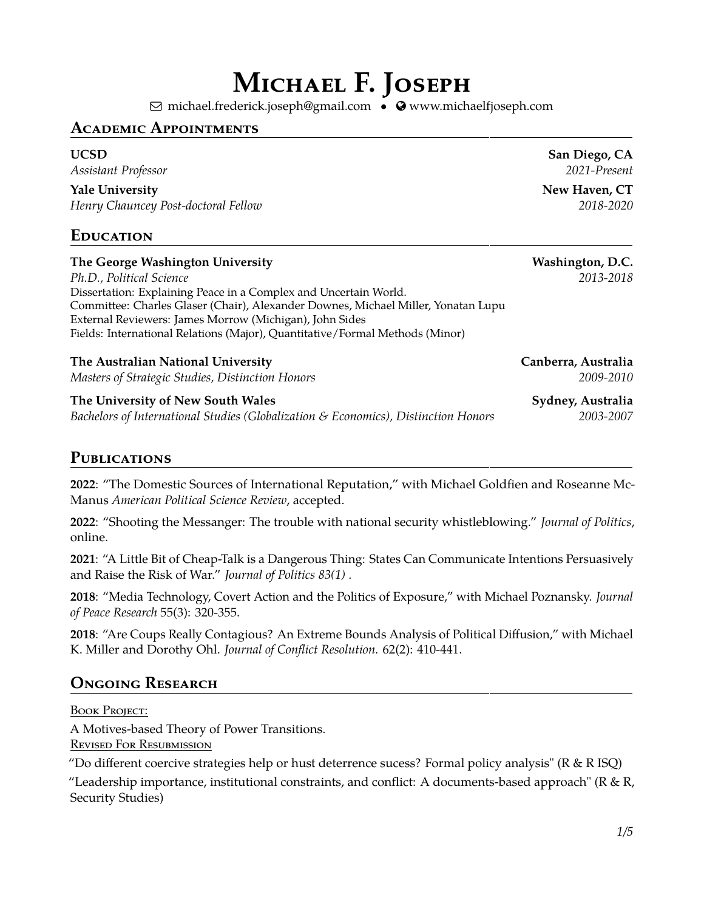# Michael F. Joseph

michael.frederick.joseph@gmail.com • www.michaelfjoseph.com

## Academic Appointments

**UCSD** — **San Diego, CA**
*Assistant Professor* — *2021-Present*

**Yale University** — **New Haven, CT**
*Henry Chauncey Post-doctoral Fellow* — *2018-2020*

## Education

**The George Washington University** — **Washington, D.C.**
*Ph.D., Political Science* — *2013-2018*
Dissertation: Explaining Peace in a Complex and Uncertain World.
Committee: Charles Glaser (Chair), Alexander Downes, Michael Miller, Yonatan Lupu
External Reviewers: James Morrow (Michigan), John Sides
Fields: International Relations (Major), Quantitative/Formal Methods (Minor)

**The Australian National University** — **Canberra, Australia**
*Masters of Strategic Studies, Distinction Honors* — *2009-2010*

**The University of New South Wales** — **Sydney, Australia**
*Bachelors of International Studies (Globalization & Economics), Distinction Honors* — *2003-2007*

## Publications

**2022**: "The Domestic Sources of International Reputation," with Michael Goldfien and Roseanne McManus *American Political Science Review*, accepted.

**2022**: "Shooting the Messanger: The trouble with national security whistleblowing." *Journal of Politics*, online.

**2021**: "A Little Bit of Cheap-Talk is a Dangerous Thing: States Can Communicate Intentions Persuasively and Raise the Risk of War." *Journal of Politics 83(1)* .

**2018**: "Media Technology, Covert Action and the Politics of Exposure," with Michael Poznansky. *Journal of Peace Research* 55(3): 320-355.

**2018**: "Are Coups Really Contagious? An Extreme Bounds Analysis of Political Diffusion," with Michael K. Miller and Dorothy Ohl. *Journal of Conflict Resolution.* 62(2): 410-441.

## Ongoing Research

Book Project:

A Motives-based Theory of Power Transitions.

Revised For Resubmission

"Do different coercive strategies help or hust deterrence sucess? Formal policy analysis" (R & R ISQ)

"Leadership importance, institutional constraints, and conflict: A documents-based approach" (R & R, Security Studies)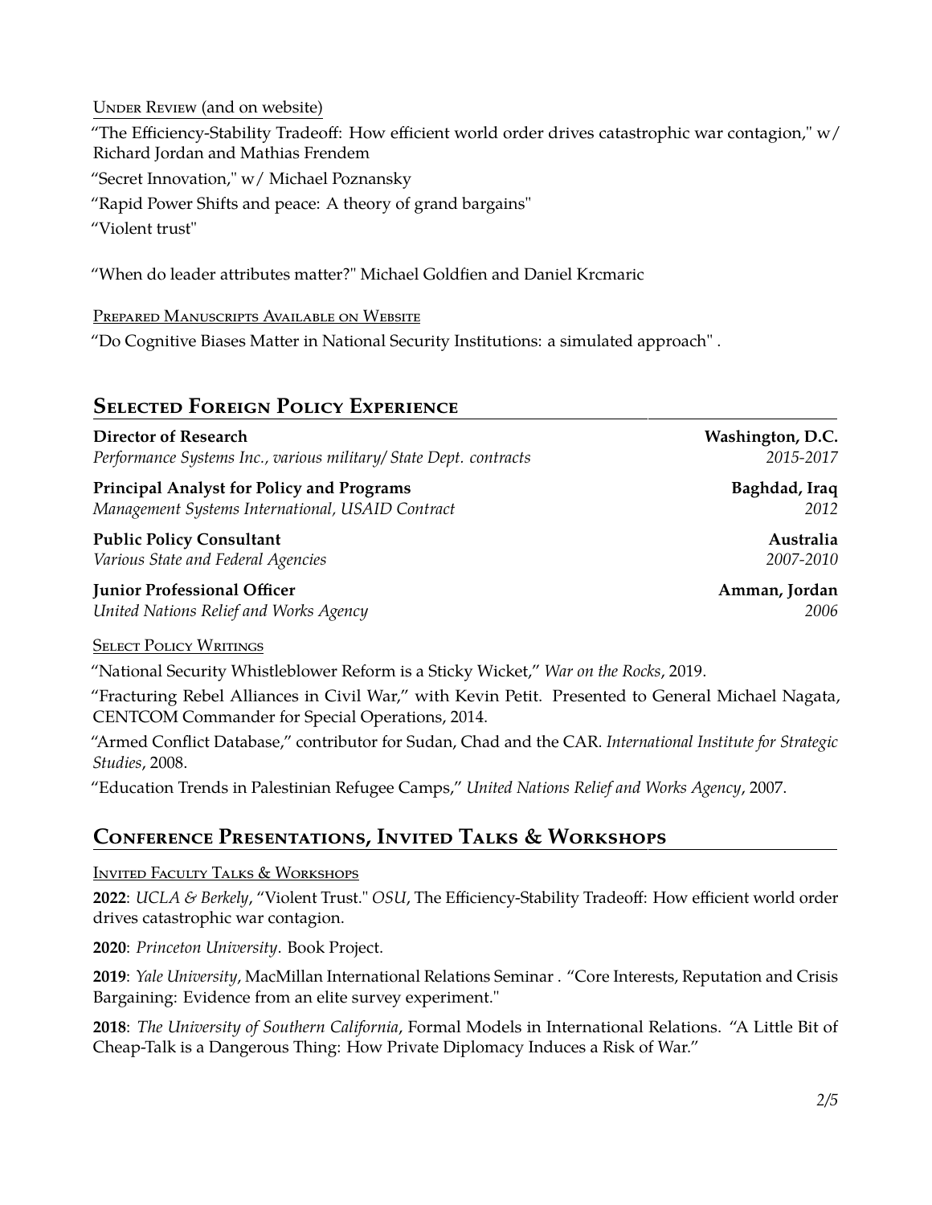Under Review (and on website)

"The Efficiency-Stability Tradeoff: How efficient world order drives catastrophic war contagion," w/ Richard Jordan and Mathias Frendem

"Secret Innovation," w/ Michael Poznansky

"Rapid Power Shifts and peace: A theory of grand bargains"

"Violent trust"

"When do leader attributes matter?" Michael Goldfien and Daniel Krcmaric

Prepared Manuscripts Available on Website

"Do Cognitive Biases Matter in National Security Institutions: a simulated approach" .

## Selected Foreign Policy Experience

**Director of Research** — **Washington, D.C.**
*Performance Systems Inc., various military/ State Dept. contracts* — *2015-2017*

**Principal Analyst for Policy and Programs** — **Baghdad, Iraq**
*Management Systems International, USAID Contract* — *2012*

**Public Policy Consultant** — **Australia**
*Various State and Federal Agencies* — *2007-2010*

**Junior Professional Officer** — **Amman, Jordan**
*United Nations Relief and Works Agency* — *2006*

Select Policy Writings

"National Security Whistleblower Reform is a Sticky Wicket," *War on the Rocks*, 2019.

"Fracturing Rebel Alliances in Civil War," with Kevin Petit. Presented to General Michael Nagata, CENTCOM Commander for Special Operations, 2014.

"Armed Conflict Database," contributor for Sudan, Chad and the CAR. *International Institute for Strategic Studies*, 2008.

"Education Trends in Palestinian Refugee Camps," *United Nations Relief and Works Agency*, 2007.

## Conference Presentations, Invited Talks & Workshops

Invited Faculty Talks & Workshops

**2022**: *UCLA & Berkely*, "Violent Trust." *OSU*, The Efficiency-Stability Tradeoff: How efficient world order drives catastrophic war contagion.

**2020**: *Princeton University*. Book Project.

**2019**: *Yale University*, MacMillan International Relations Seminar . "Core Interests, Reputation and Crisis Bargaining: Evidence from an elite survey experiment."

**2018**: *The University of Southern California*, Formal Models in International Relations. "A Little Bit of Cheap-Talk is a Dangerous Thing: How Private Diplomacy Induces a Risk of War."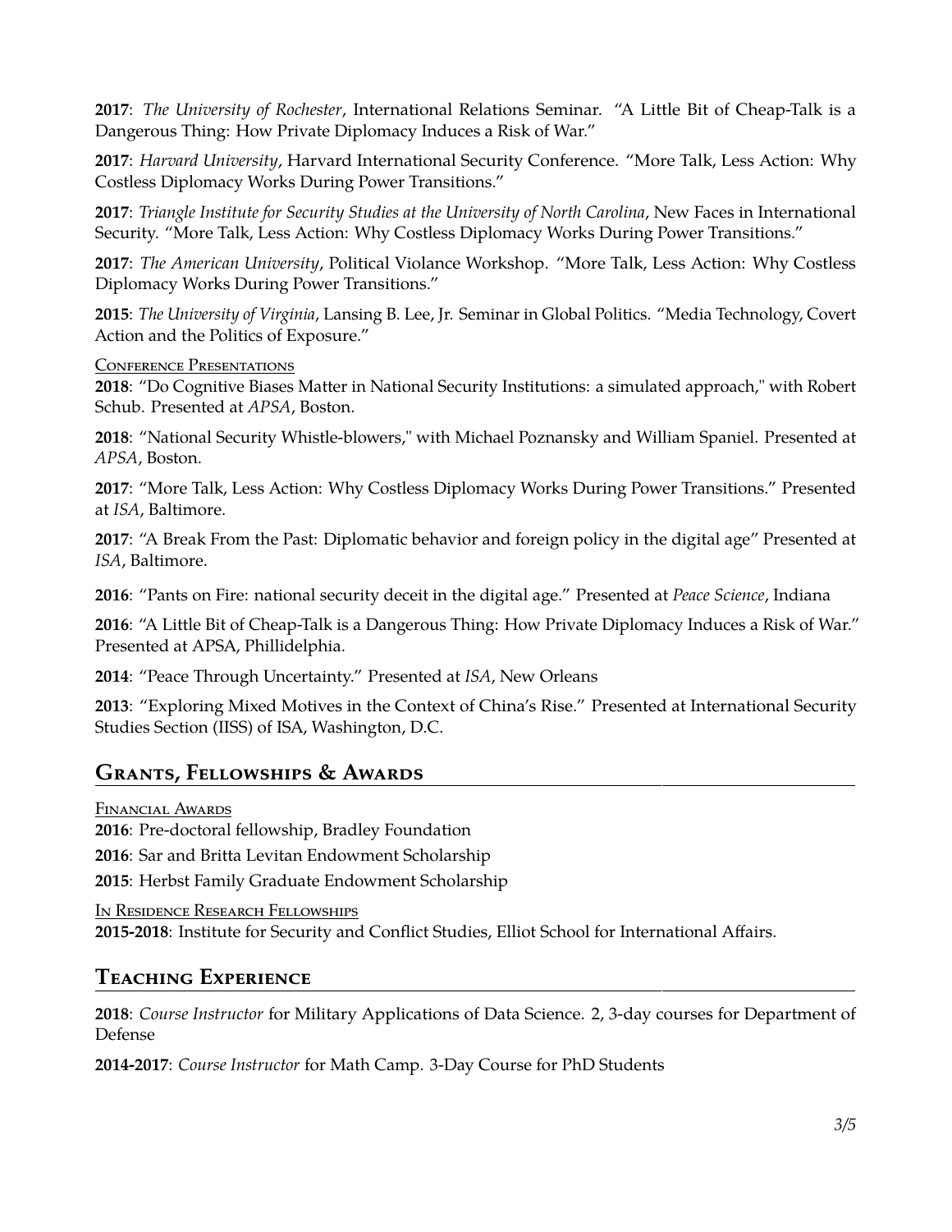**2017**: *The University of Rochester*, International Relations Seminar. "A Little Bit of Cheap-Talk is a Dangerous Thing: How Private Diplomacy Induces a Risk of War."

**2017**: *Harvard University*, Harvard International Security Conference. "More Talk, Less Action: Why Costless Diplomacy Works During Power Transitions."

**2017**: *Triangle Institute for Security Studies at the University of North Carolina*, New Faces in International Security. "More Talk, Less Action: Why Costless Diplomacy Works During Power Transitions."

**2017**: *The American University*, Political Violance Workshop. "More Talk, Less Action: Why Costless Diplomacy Works During Power Transitions."

**2015**: *The University of Virginia*, Lansing B. Lee, Jr. Seminar in Global Politics. "Media Technology, Covert Action and the Politics of Exposure."

CONFERENCE PRESENTATIONS

**2018**: "Do Cognitive Biases Matter in National Security Institutions: a simulated approach," with Robert Schub. Presented at *APSA*, Boston.

**2018**: "National Security Whistle-blowers," with Michael Poznansky and William Spaniel. Presented at *APSA*, Boston.

**2017**: "More Talk, Less Action: Why Costless Diplomacy Works During Power Transitions." Presented at *ISA*, Baltimore.

**2017**: "A Break From the Past: Diplomatic behavior and foreign policy in the digital age" Presented at *ISA*, Baltimore.

**2016**: "Pants on Fire: national security deceit in the digital age." Presented at *Peace Science*, Indiana

**2016**: "A Little Bit of Cheap-Talk is a Dangerous Thing: How Private Diplomacy Induces a Risk of War." Presented at APSA, Phillidelphia.

**2014**: "Peace Through Uncertainty." Presented at *ISA*, New Orleans

**2013**: "Exploring Mixed Motives in the Context of China's Rise." Presented at International Security Studies Section (IISS) of ISA, Washington, D.C.

## GRANTS, FELLOWSHIPS & AWARDS

FINANCIAL AWARDS

**2016**: Pre-doctoral fellowship, Bradley Foundation

**2016**: Sar and Britta Levitan Endowment Scholarship

**2015**: Herbst Family Graduate Endowment Scholarship

IN RESIDENCE RESEARCH FELLOWSHIPS

**2015-2018**: Institute for Security and Conflict Studies, Elliot School for International Affairs.

## TEACHING EXPERIENCE

**2018**: *Course Instructor* for Military Applications of Data Science. 2, 3-day courses for Department of Defense

**2014-2017**: *Course Instructor* for Math Camp. 3-Day Course for PhD Students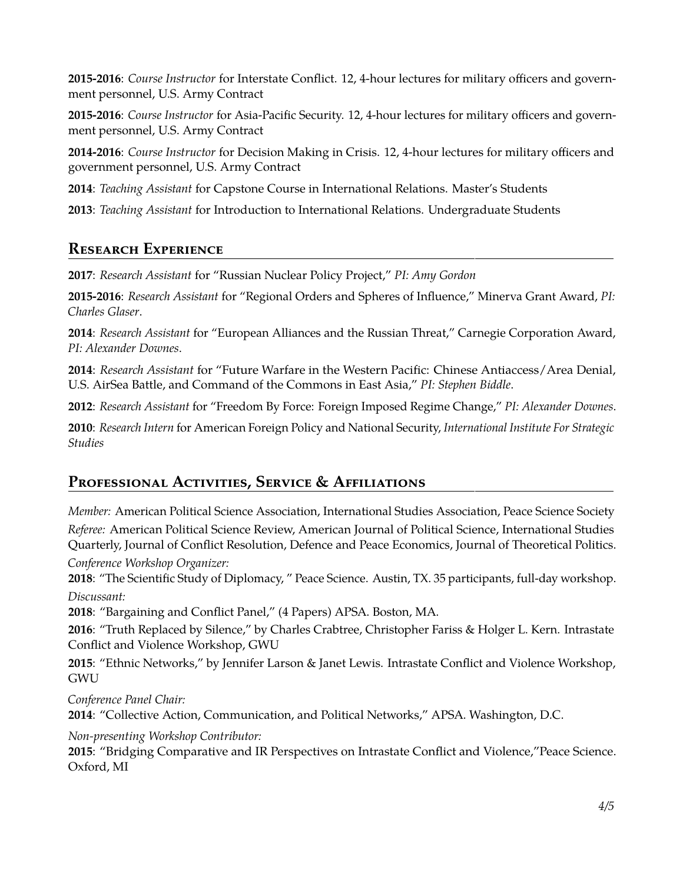**2015-2016**: *Course Instructor* for Interstate Conflict. 12, 4-hour lectures for military officers and government personnel, U.S. Army Contract

**2015-2016**: *Course Instructor* for Asia-Pacific Security. 12, 4-hour lectures for military officers and government personnel, U.S. Army Contract

**2014-2016**: *Course Instructor* for Decision Making in Crisis. 12, 4-hour lectures for military officers and government personnel, U.S. Army Contract

**2014**: *Teaching Assistant* for Capstone Course in International Relations. Master's Students

**2013**: *Teaching Assistant* for Introduction to International Relations. Undergraduate Students

## Research Experience

**2017**: *Research Assistant* for "Russian Nuclear Policy Project," *PI: Amy Gordon*

**2015-2016**: *Research Assistant* for "Regional Orders and Spheres of Influence," Minerva Grant Award, *PI: Charles Glaser*.

**2014**: *Research Assistant* for "European Alliances and the Russian Threat," Carnegie Corporation Award, *PI: Alexander Downes*.

**2014**: *Research Assistant* for "Future Warfare in the Western Pacific: Chinese Antiaccess/Area Denial, U.S. AirSea Battle, and Command of the Commons in East Asia," *PI: Stephen Biddle*.

**2012**: *Research Assistant* for "Freedom By Force: Foreign Imposed Regime Change," *PI: Alexander Downes*.

**2010**: *Research Intern* for American Foreign Policy and National Security, *International Institute For Strategic Studies*

## Professional Activities, Service & Affiliations

*Member:* American Political Science Association, International Studies Association, Peace Science Society

*Referee:* American Political Science Review, American Journal of Political Science, International Studies Quarterly, Journal of Conflict Resolution, Defence and Peace Economics, Journal of Theoretical Politics.

*Conference Workshop Organizer:*

**2018**: "The Scientific Study of Diplomacy, " Peace Science. Austin, TX. 35 participants, full-day workshop.

*Discussant:*

**2018**: "Bargaining and Conflict Panel," (4 Papers) APSA. Boston, MA.

**2016**: "Truth Replaced by Silence," by Charles Crabtree, Christopher Fariss & Holger L. Kern. Intrastate Conflict and Violence Workshop, GWU

**2015**: "Ethnic Networks," by Jennifer Larson & Janet Lewis. Intrastate Conflict and Violence Workshop, GWU

*Conference Panel Chair:*

**2014**: "Collective Action, Communication, and Political Networks," APSA. Washington, D.C.

*Non-presenting Workshop Contributor:*

**2015**: "Bridging Comparative and IR Perspectives on Intrastate Conflict and Violence,"Peace Science. Oxford, MI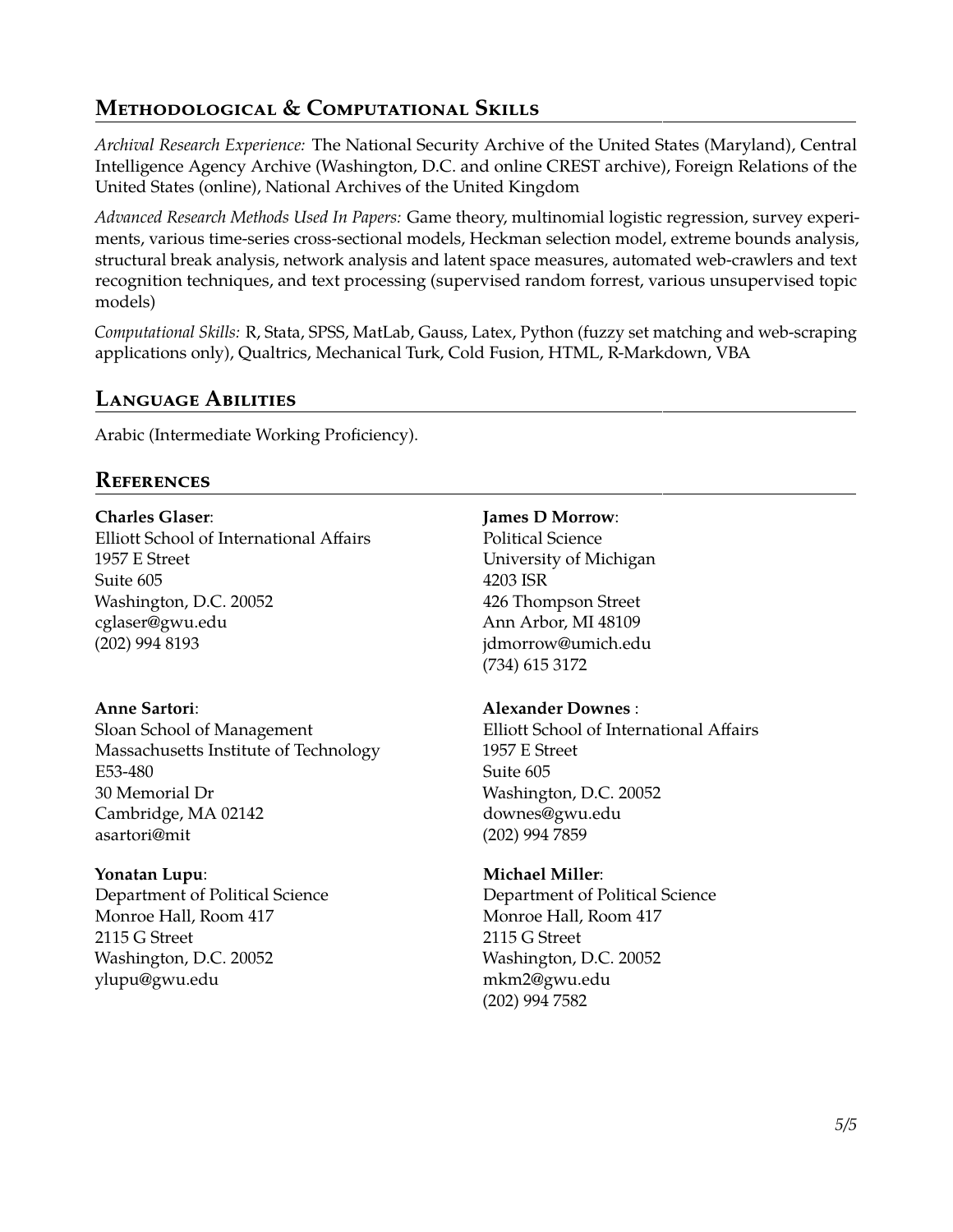## Methodological & Computational Skills

*Archival Research Experience:* The National Security Archive of the United States (Maryland), Central Intelligence Agency Archive (Washington, D.C. and online CREST archive), Foreign Relations of the United States (online), National Archives of the United Kingdom

*Advanced Research Methods Used In Papers:* Game theory, multinomial logistic regression, survey experiments, various time-series cross-sectional models, Heckman selection model, extreme bounds analysis, structural break analysis, network analysis and latent space measures, automated web-crawlers and text recognition techniques, and text processing (supervised random forrest, various unsupervised topic models)

*Computational Skills:* R, Stata, SPSS, MatLab, Gauss, Latex, Python (fuzzy set matching and web-scraping applications only), Qualtrics, Mechanical Turk, Cold Fusion, HTML, R-Markdown, VBA

## Language Abilities

Arabic (Intermediate Working Proficiency).

## References

**Charles Glaser**:
Elliott School of International Affairs
1957 E Street
Suite 605
Washington, D.C. 20052
cglaser@gwu.edu
(202) 994 8193

**James D Morrow**:
Political Science
University of Michigan
4203 ISR
426 Thompson Street
Ann Arbor, MI 48109
jdmorrow@umich.edu
(734) 615 3172

**Anne Sartori**:
Sloan School of Management
Massachusetts Institute of Technology
E53-480
30 Memorial Dr
Cambridge, MA 02142
asartori@mit

**Alexander Downes** :
Elliott School of International Affairs
1957 E Street
Suite 605
Washington, D.C. 20052
downes@gwu.edu
(202) 994 7859

**Yonatan Lupu**:
Department of Political Science
Monroe Hall, Room 417
2115 G Street
Washington, D.C. 20052
ylupu@gwu.edu

**Michael Miller**:
Department of Political Science
Monroe Hall, Room 417
2115 G Street
Washington, D.C. 20052
mkm2@gwu.edu
(202) 994 7582